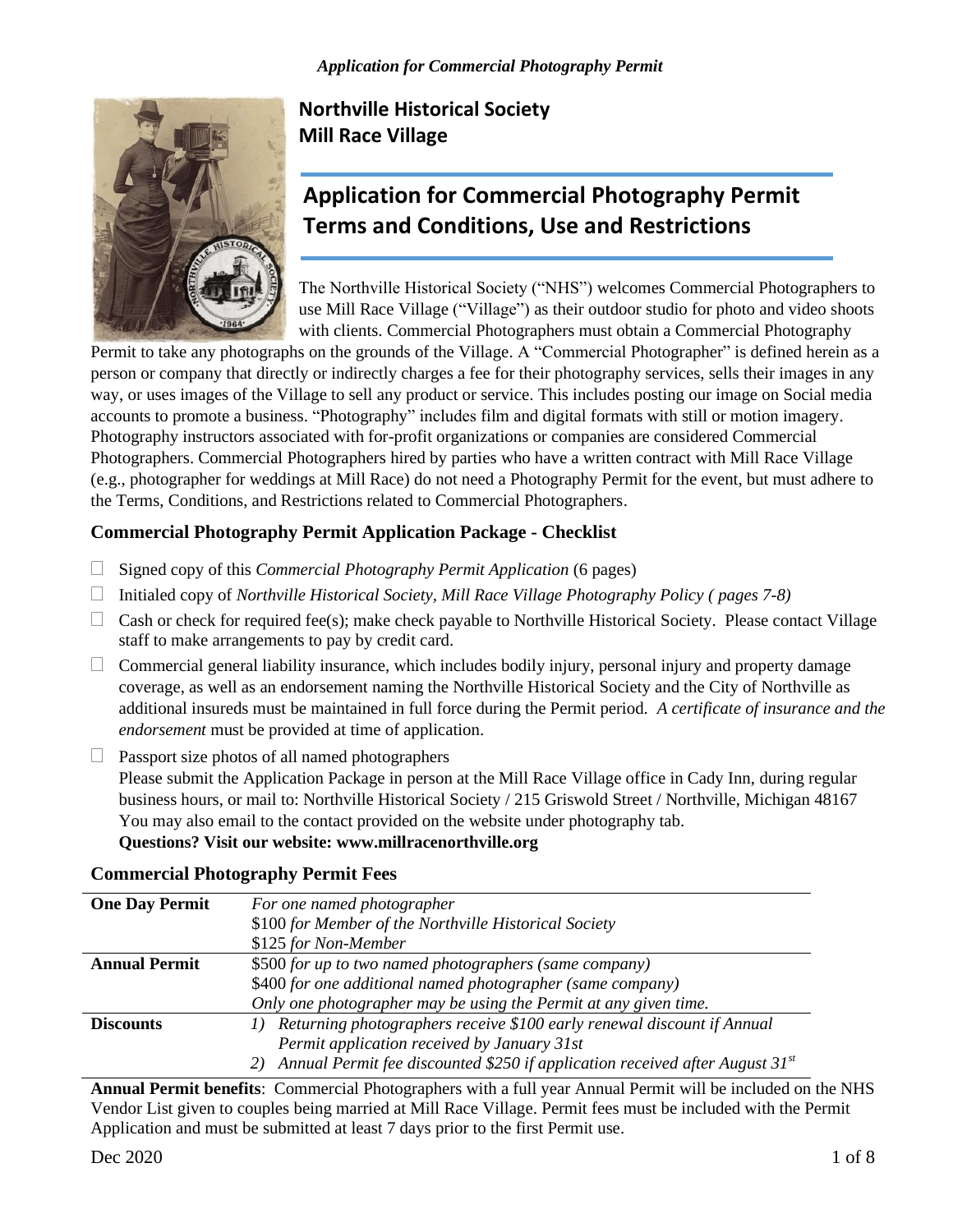# Northville Historical Society
## Mill Race Village

# Application for Commercial Photography Permit Terms and Conditions, Use and Restrictions

The Northville Historical Society ("NHS") welcomes Commercial Photographers to use Mill Race Village ("Village") as their outdoor studio for photo and video shoots with clients. Commercial Photographers must obtain a Commercial Photography Permit to take any photographs on the grounds of the Village. A "Commercial Photographer" is defined herein as a person or company that directly or indirectly charges a fee for their photography services, sells their images in any way, or uses images of the Village to sell any product or service. This includes posting our image on Social media accounts to promote a business. "Photography" includes film and digital formats with still or motion imagery. Photography instructors associated with for-profit organizations or companies are considered Commercial Photographers. Commercial Photographers hired by parties who have a written contract with Mill Race Village (e.g., photographer for weddings at Mill Race) do not need a Photography Permit for the event, but must adhere to the Terms, Conditions, and Restrictions related to Commercial Photographers.

### Commercial Photography Permit Application Package - Checklist

- ☐ Signed copy of this *Commercial Photography Permit Application* (6 pages)
- ☐ Initialed copy of *Northville Historical Society, Mill Race Village Photography Policy ( pages 7-8)*
- ☐ Cash or check for required fee(s); make check payable to Northville Historical Society. Please contact Village staff to make arrangements to pay by credit card.
- ☐ Commercial general liability insurance, which includes bodily injury, personal injury and property damage coverage, as well as an endorsement naming the Northville Historical Society and the City of Northville as additional insureds must be maintained in full force during the Permit period. *A certificate of insurance and the endorsement* must be provided at time of application.
- ☐ Passport size photos of all named photographers

Please submit the Application Package in person at the Mill Race Village office in Cady Inn, during regular business hours, or mail to: Northville Historical Society / 215 Griswold Street / Northville, Michigan 48167

You may also email to the contact provided on the website under photography tab.

**Questions? Visit our website: www.millracenorthville.org**

### Commercial Photography Permit Fees

| | |
|---|---|
| **One Day Permit** | *For one named photographer*<br>$100 *for Member of the Northville Historical Society*<br>$125 *for Non-Member* |
| **Annual Permit** | $500 *for up to two named photographers (same company)*<br>$400 *for one additional named photographer (same company)*<br>*Only one photographer may be using the Permit at any given time.* |
| **Discounts** | *1) Returning photographers receive $100 early renewal discount if Annual Permit application received by January 31st*<br>*2) Annual Permit fee discounted $250 if application received after August 31st* |

**Annual Permit benefits**: Commercial Photographers with a full year Annual Permit will be included on the NHS Vendor List given to couples being married at Mill Race Village. Permit fees must be included with the Permit Application and must be submitted at least 7 days prior to the first Permit use.

Dec 2020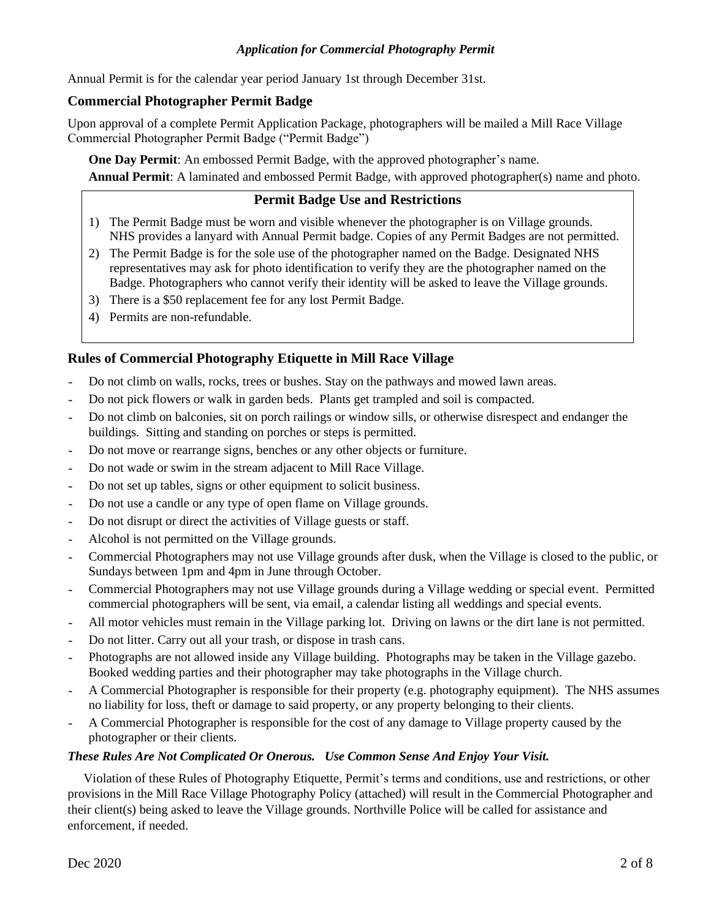Annual Permit is for the calendar year period January 1st through December 31st.

### Commercial Photographer Permit Badge

Upon approval of a complete Permit Application Package, photographers will be mailed a Mill Race Village Commercial Photographer Permit Badge ("Permit Badge")

**One Day Permit**: An embossed Permit Badge, with the approved photographer's name.

**Annual Permit**: A laminated and embossed Permit Badge, with approved photographer(s) name and photo.

**Permit Badge Use and Restrictions**

1) The Permit Badge must be worn and visible whenever the photographer is on Village grounds. NHS provides a lanyard with Annual Permit badge. Copies of any Permit Badges are not permitted.
2) The Permit Badge is for the sole use of the photographer named on the Badge. Designated NHS representatives may ask for photo identification to verify they are the photographer named on the Badge. Photographers who cannot verify their identity will be asked to leave the Village grounds.
3) There is a $50 replacement fee for any lost Permit Badge.
4) Permits are non-refundable.

### Rules of Commercial Photography Etiquette in Mill Race Village

- Do not climb on walls, rocks, trees or bushes. Stay on the pathways and mowed lawn areas.
- Do not pick flowers or walk in garden beds. Plants get trampled and soil is compacted.
- Do not climb on balconies, sit on porch railings or window sills, or otherwise disrespect and endanger the buildings. Sitting and standing on porches or steps is permitted.
- Do not move or rearrange signs, benches or any other objects or furniture.
- Do not wade or swim in the stream adjacent to Mill Race Village.
- Do not set up tables, signs or other equipment to solicit business.
- Do not use a candle or any type of open flame on Village grounds.
- Do not disrupt or direct the activities of Village guests or staff.
- Alcohol is not permitted on the Village grounds.
- Commercial Photographers may not use Village grounds after dusk, when the Village is closed to the public, or Sundays between 1pm and 4pm in June through October.
- Commercial Photographers may not use Village grounds during a Village wedding or special event. Permitted commercial photographers will be sent, via email, a calendar listing all weddings and special events.
- All motor vehicles must remain in the Village parking lot. Driving on lawns or the dirt lane is not permitted.
- Do not litter. Carry out all your trash, or dispose in trash cans.
- Photographs are not allowed inside any Village building. Photographs may be taken in the Village gazebo. Booked wedding parties and their photographer may take photographs in the Village church.
- A Commercial Photographer is responsible for their property (e.g. photography equipment). The NHS assumes no liability for loss, theft or damage to said property, or any property belonging to their clients.
- A Commercial Photographer is responsible for the cost of any damage to Village property caused by the photographer or their clients.

***These Rules Are Not Complicated Or Onerous. Use Common Sense And Enjoy Your Visit.***

Violation of these Rules of Photography Etiquette, Permit's terms and conditions, use and restrictions, or other provisions in the Mill Race Village Photography Policy (attached) will result in the Commercial Photographer and their client(s) being asked to leave the Village grounds. Northville Police will be called for assistance and enforcement, if needed.

Dec 2020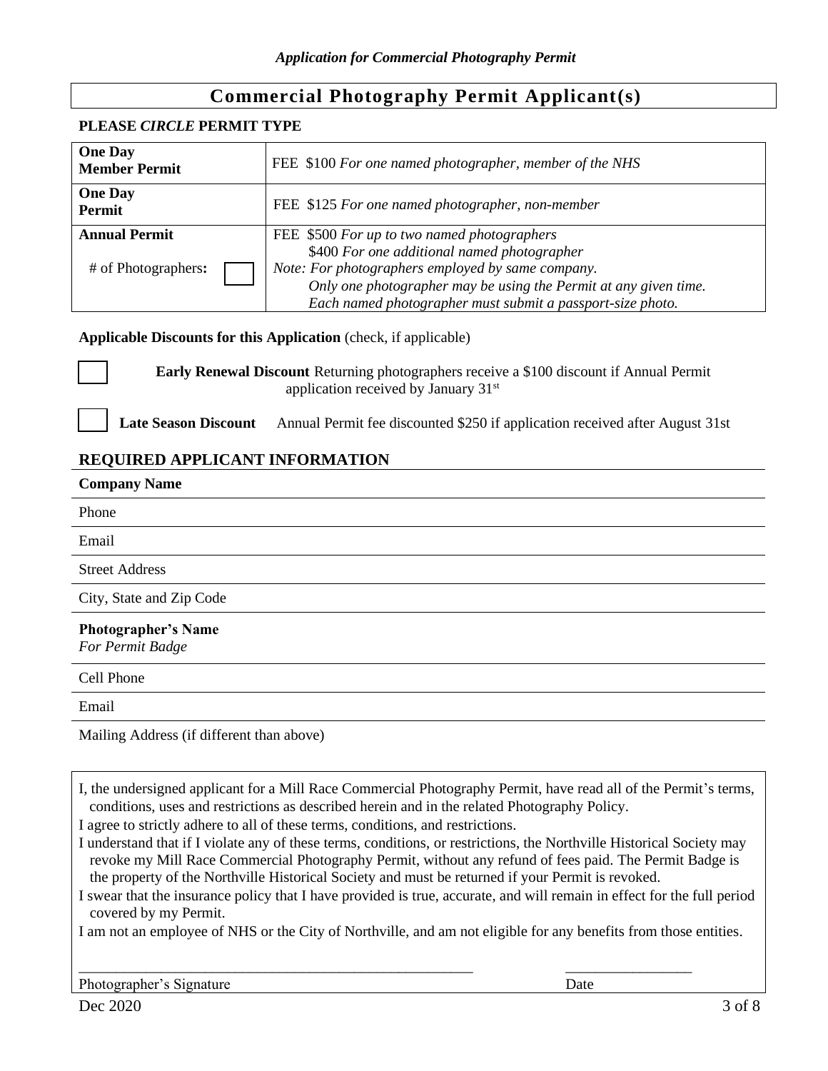## Commercial Photography Permit Applicant(s)

**PLEASE *CIRCLE* PERMIT TYPE**

| | |
|---|---|
| **One Day Member Permit** | FEE $100 *For one named photographer, member of the NHS* |
| **One Day Permit** | FEE $125 *For one named photographer, non-member* |
| **Annual Permit**<br><br># of Photographers: ☐ | FEE $500 *For up to two named photographers*<br>$400 *For one additional named photographer*<br>*Note: For photographers employed by same company.*<br>*Only one photographer may be using the Permit at any given time.*<br>*Each named photographer must submit a passport-size photo.* |

**Applicable Discounts for this Application** (check, if applicable)

☐ **Early Renewal Discount** Returning photographers receive a $100 discount if Annual Permit application received by January 31st

☐ **Late Season Discount** Annual Permit fee discounted $250 if application received after August 31st

### REQUIRED APPLICANT INFORMATION

**Company Name**

Phone

Email

Street Address

City, State and Zip Code

**Photographer's Name**
*For Permit Badge*

Cell Phone

Email

Mailing Address (if different than above)

I, the undersigned applicant for a Mill Race Commercial Photography Permit, have read all of the Permit's terms, conditions, uses and restrictions as described herein and in the related Photography Policy.

I agree to strictly adhere to all of these terms, conditions, and restrictions.

I understand that if I violate any of these terms, conditions, or restrictions, the Northville Historical Society may revoke my Mill Race Commercial Photography Permit, without any refund of fees paid. The Permit Badge is the property of the Northville Historical Society and must be returned if your Permit is revoked.

I swear that the insurance policy that I have provided is true, accurate, and will remain in effect for the full period covered by my Permit.

I am not an employee of NHS or the City of Northville, and am not eligible for any benefits from those entities.

\_\_\_\_\_\_\_\_\_\_\_\_\_\_\_\_\_\_\_\_\_\_\_\_\_\_\_\_\_\_\_\_\_\_\_\_\_\_\_\_\_\_\_\_\_\_\_\_\_\_\_\_ \_\_\_\_\_\_\_\_\_\_\_\_\_\_\_\_\_\_
Photographer's Signature Date

Dec 2020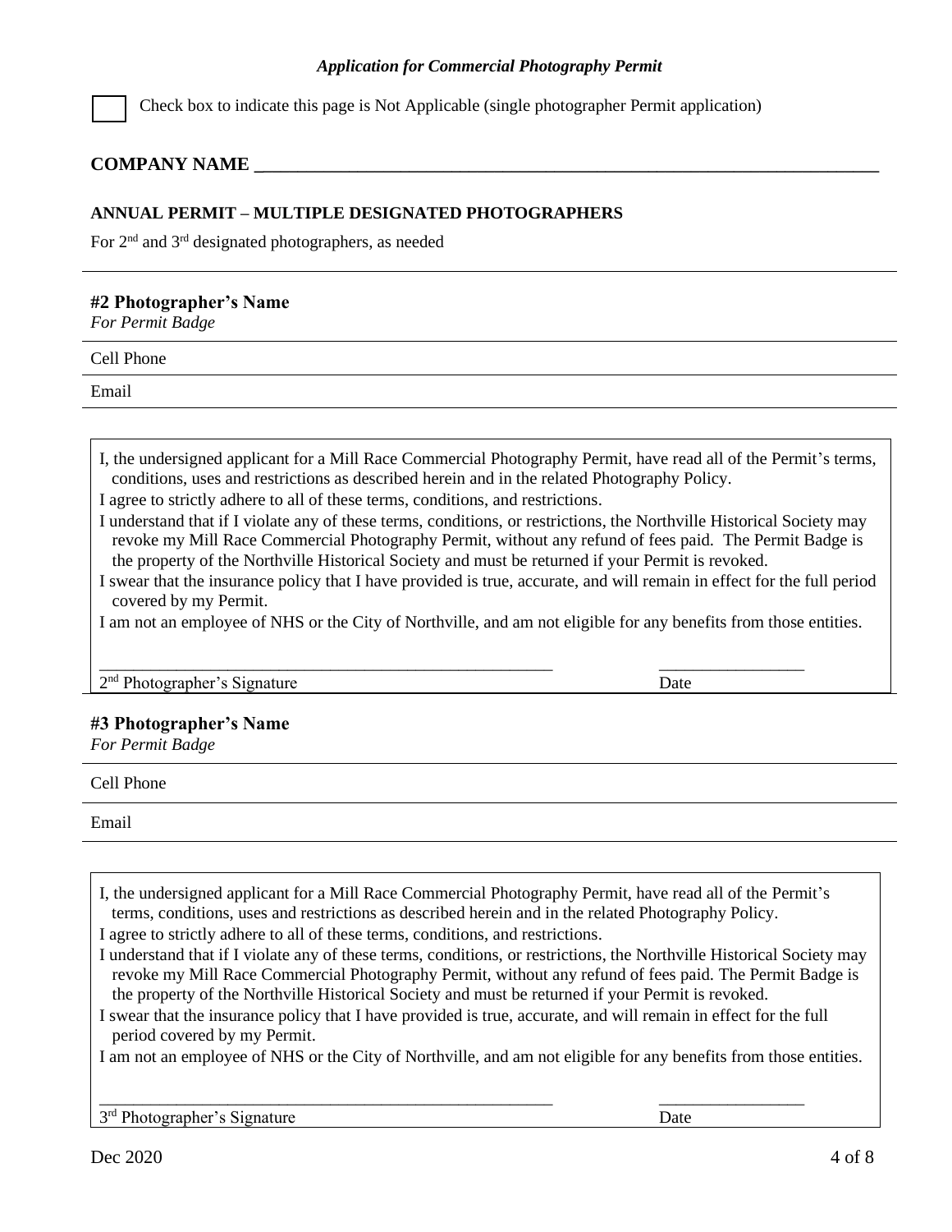*Application for Commercial Photography Permit*

☐ Check box to indicate this page is Not Applicable (single photographer Permit application)

**COMPANY NAME** ______________________________________________________________

**ANNUAL PERMIT – MULTIPLE DESIGNATED PHOTOGRAPHERS**

For 2nd and 3rd designated photographers, as needed

---

**#2 Photographer's Name**
*For Permit Badge*

Cell Phone

Email

I, the undersigned applicant for a Mill Race Commercial Photography Permit, have read all of the Permit's terms, conditions, uses and restrictions as described herein and in the related Photography Policy.

I agree to strictly adhere to all of these terms, conditions, and restrictions.

I understand that if I violate any of these terms, conditions, or restrictions, the Northville Historical Society may revoke my Mill Race Commercial Photography Permit, without any refund of fees paid. The Permit Badge is the property of the Northville Historical Society and must be returned if your Permit is revoked.

I swear that the insurance policy that I have provided is true, accurate, and will remain in effect for the full period covered by my Permit.

I am not an employee of NHS or the City of Northville, and am not eligible for any benefits from those entities.

_______________________________________________ _______________

2nd Photographer's Signature Date

**#3 Photographer's Name**
*For Permit Badge*

Cell Phone

Email

I, the undersigned applicant for a Mill Race Commercial Photography Permit, have read all of the Permit's terms, conditions, uses and restrictions as described herein and in the related Photography Policy.

I agree to strictly adhere to all of these terms, conditions, and restrictions.

I understand that if I violate any of these terms, conditions, or restrictions, the Northville Historical Society may revoke my Mill Race Commercial Photography Permit, without any refund of fees paid. The Permit Badge is the property of the Northville Historical Society and must be returned if your Permit is revoked.

I swear that the insurance policy that I have provided is true, accurate, and will remain in effect for the full period covered by my Permit.

I am not an employee of NHS or the City of Northville, and am not eligible for any benefits from those entities.

_______________________________________________ _______________

3rd Photographer's Signature Date

Dec 2020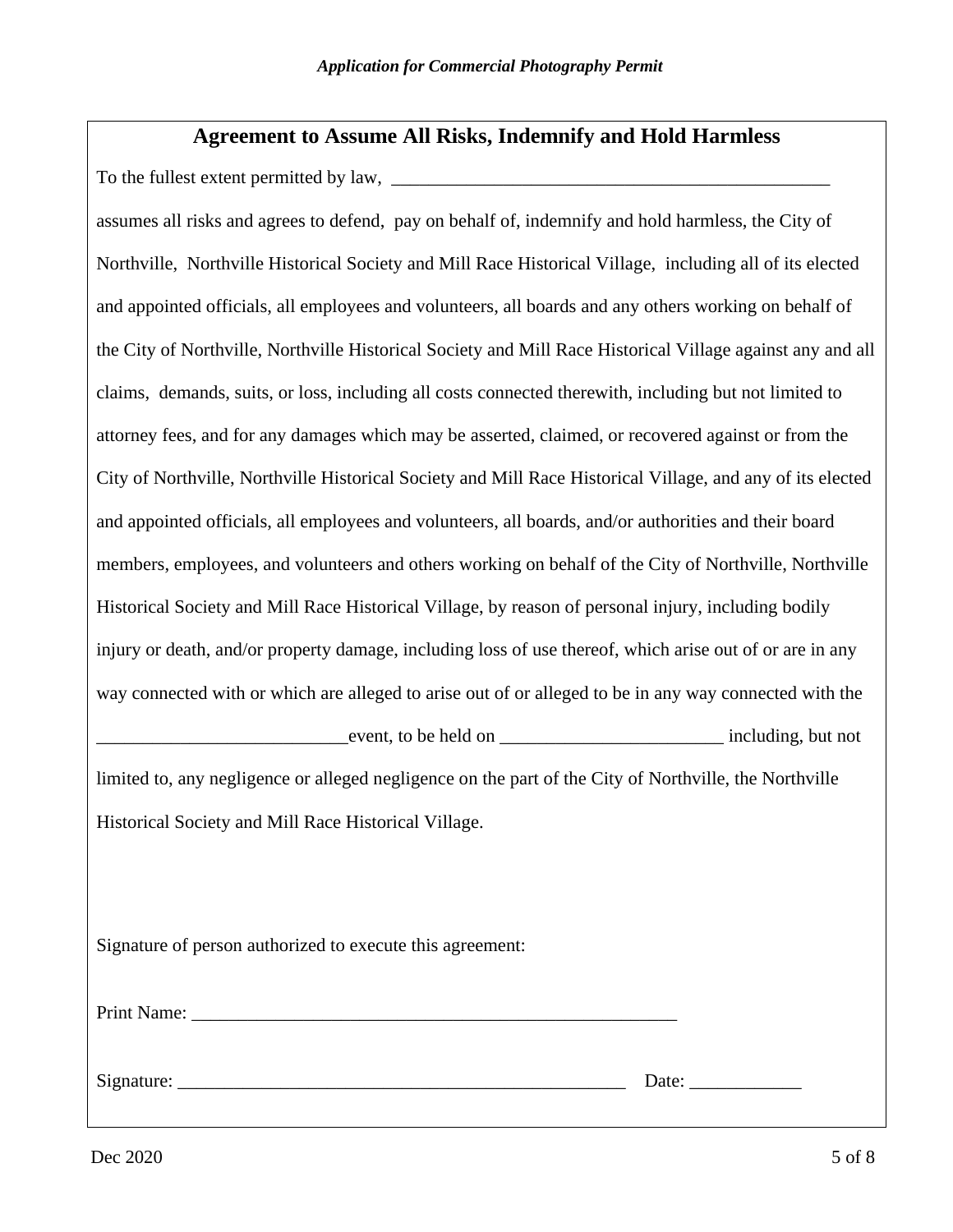## Agreement to Assume All Risks, Indemnify and Hold Harmless

To the fullest extent permitted by law, ________________________________________________

assumes all risks and agrees to defend, pay on behalf of, indemnify and hold harmless, the City of Northville, Northville Historical Society and Mill Race Historical Village, including all of its elected and appointed officials, all employees and volunteers, all boards and any others working on behalf of the City of Northville, Northville Historical Society and Mill Race Historical Village against any and all claims, demands, suits, or loss, including all costs connected therewith, including but not limited to attorney fees, and for any damages which may be asserted, claimed, or recovered against or from the City of Northville, Northville Historical Society and Mill Race Historical Village, and any of its elected and appointed officials, all employees and volunteers, all boards, and/or authorities and their board members, employees, and volunteers and others working on behalf of the City of Northville, Northville Historical Society and Mill Race Historical Village, by reason of personal injury, including bodily injury or death, and/or property damage, including loss of use thereof, which arise out of or are in any way connected with or which are alleged to arise out of or alleged to be in any way connected with the ___________________________event, to be held on ________________________ including, but not limited to, any negligence or alleged negligence on the part of the City of Northville, the Northville Historical Society and Mill Race Historical Village.

Signature of person authorized to execute this agreement:

Print Name: _____________________________________________________

Signature: _________________________________________________ Date: ____________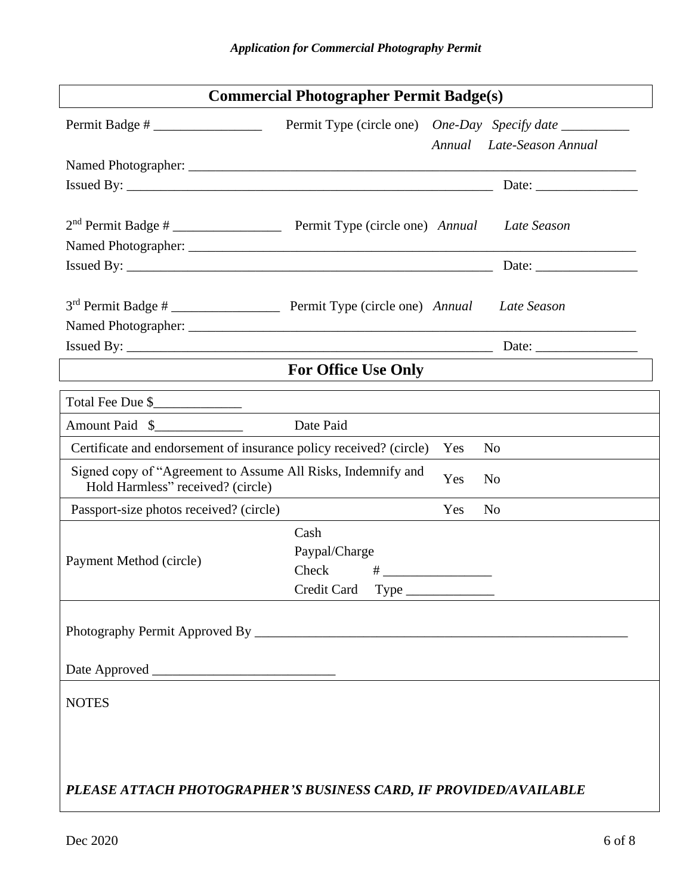*Application for Commercial Photography Permit*

## Commercial Photographer Permit Badge(s)

Permit Badge # ________________ Permit Type (circle one) *One-Day Specify date __________*
*Annual Late-Season Annual*

Named Photographer: ______________________________________________________________________

Issued By: ________________________________________________________ Date: _______________

2nd Permit Badge # ________________ Permit Type (circle one) *Annual Late Season*

Named Photographer: ______________________________________________________________________

Issued By: ________________________________________________________ Date: _______________

3rd Permit Badge # ________________ Permit Type (circle one) *Annual Late Season*

Named Photographer: ______________________________________________________________________

Issued By: ________________________________________________________ Date: _______________

## For Office Use Only

| | | |
|---|---|---|
| Total Fee Due $_____________ | | |
| Amount Paid $_____________ | Date Paid | |
| Certificate and endorsement of insurance policy received? (circle) | | Yes No |
| Signed copy of "Agreement to Assume All Risks, Indemnify and Hold Harmless" received? (circle) | | Yes No |
| Passport-size photos received? (circle) | | Yes No |
| Payment Method (circle) | Cash<br>Paypal/Charge<br>Check # ________________<br>Credit Card Type _____________ | |

Photography Permit Approved By _________________________________________________________

Date Approved ___________________________

NOTES

***PLEASE ATTACH PHOTOGRAPHER'S BUSINESS CARD, IF PROVIDED/AVAILABLE***

Dec 2020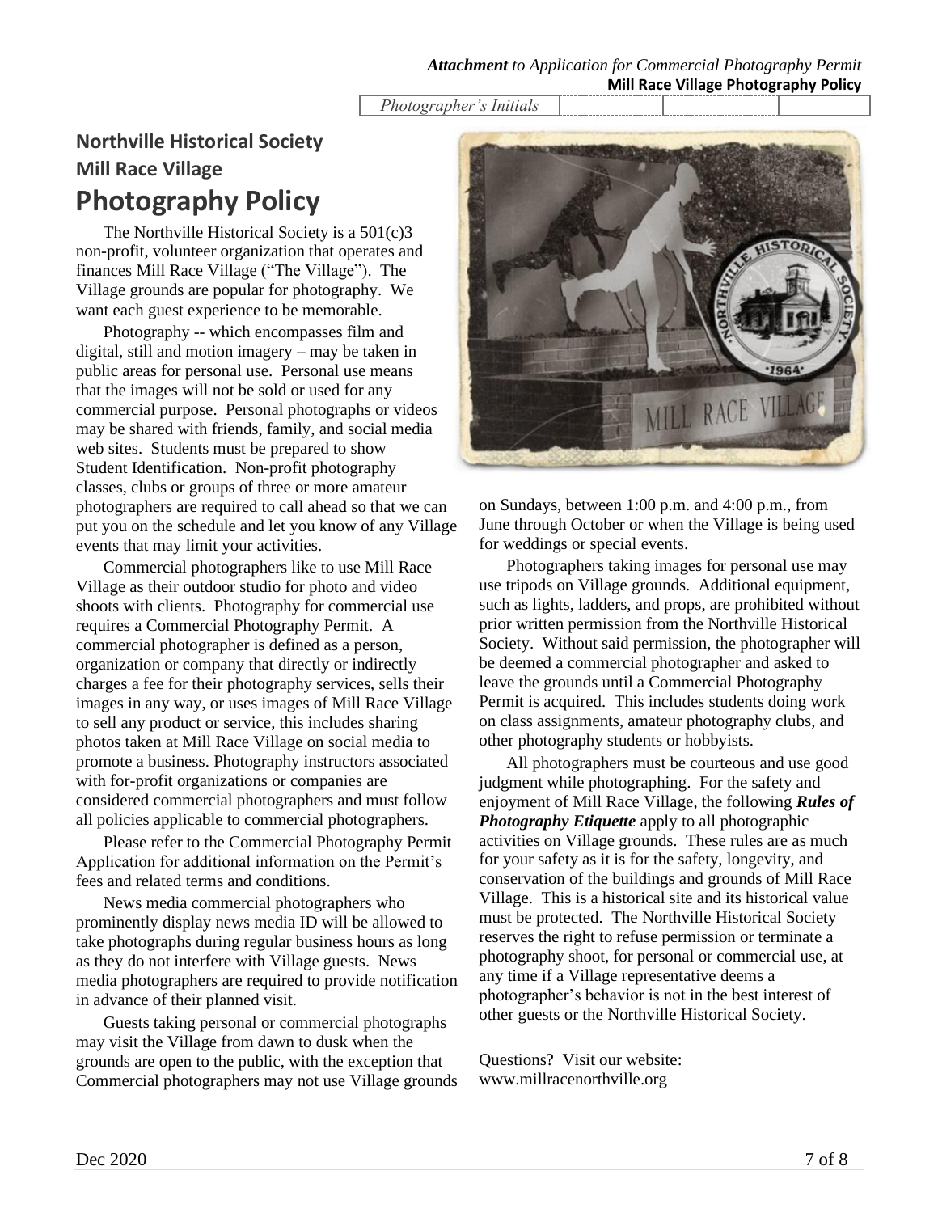*Attachment* to Application for Commercial Photography Permit
**Mill Race Village Photography Policy**

| *Photographer's Initials* | | | |
|---|---|---|---|

## Northville Historical Society
## Mill Race Village
# Photography Policy

The Northville Historical Society is a 501(c)3 non-profit, volunteer organization that operates and finances Mill Race Village ("The Village"). The Village grounds are popular for photography. We want each guest experience to be memorable.

Photography -- which encompasses film and digital, still and motion imagery – may be taken in public areas for personal use. Personal use means that the images will not be sold or used for any commercial purpose. Personal photographs or videos may be shared with friends, family, and social media web sites. Students must be prepared to show Student Identification. Non-profit photography classes, clubs or groups of three or more amateur photographers are required to call ahead so that we can put you on the schedule and let you know of any Village events that may limit your activities.

Commercial photographers like to use Mill Race Village as their outdoor studio for photo and video shoots with clients. Photography for commercial use requires a Commercial Photography Permit. A commercial photographer is defined as a person, organization or company that directly or indirectly charges a fee for their photography services, sells their images in any way, or uses images of Mill Race Village to sell any product or service, this includes sharing photos taken at Mill Race Village on social media to promote a business. Photography instructors associated with for-profit organizations or companies are considered commercial photographers and must follow all policies applicable to commercial photographers.

Please refer to the Commercial Photography Permit Application for additional information on the Permit's fees and related terms and conditions.

News media commercial photographers who prominently display news media ID will be allowed to take photographs during regular business hours as long as they do not interfere with Village guests. News media photographers are required to provide notification in advance of their planned visit.

Guests taking personal or commercial photographs may visit the Village from dawn to dusk when the grounds are open to the public, with the exception that Commercial photographers may not use Village grounds on Sundays, between 1:00 p.m. and 4:00 p.m., from June through October or when the Village is being used for weddings or special events.

Photographers taking images for personal use may use tripods on Village grounds. Additional equipment, such as lights, ladders, and props, are prohibited without prior written permission from the Northville Historical Society. Without said permission, the photographer will be deemed a commercial photographer and asked to leave the grounds until a Commercial Photography Permit is acquired. This includes students doing work on class assignments, amateur photography clubs, and other photography students or hobbyists.

All photographers must be courteous and use good judgment while photographing. For the safety and enjoyment of Mill Race Village, the following ***Rules of Photography Etiquette*** apply to all photographic activities on Village grounds. These rules are as much for your safety as it is for the safety, longevity, and conservation of the buildings and grounds of Mill Race Village. This is a historical site and its historical value must be protected. The Northville Historical Society reserves the right to refuse permission or terminate a photography shoot, for personal or commercial use, at any time if a Village representative deems a photographer's behavior is not in the best interest of other guests or the Northville Historical Society.

Questions? Visit our website:
www.millracenorthville.org

Dec 2020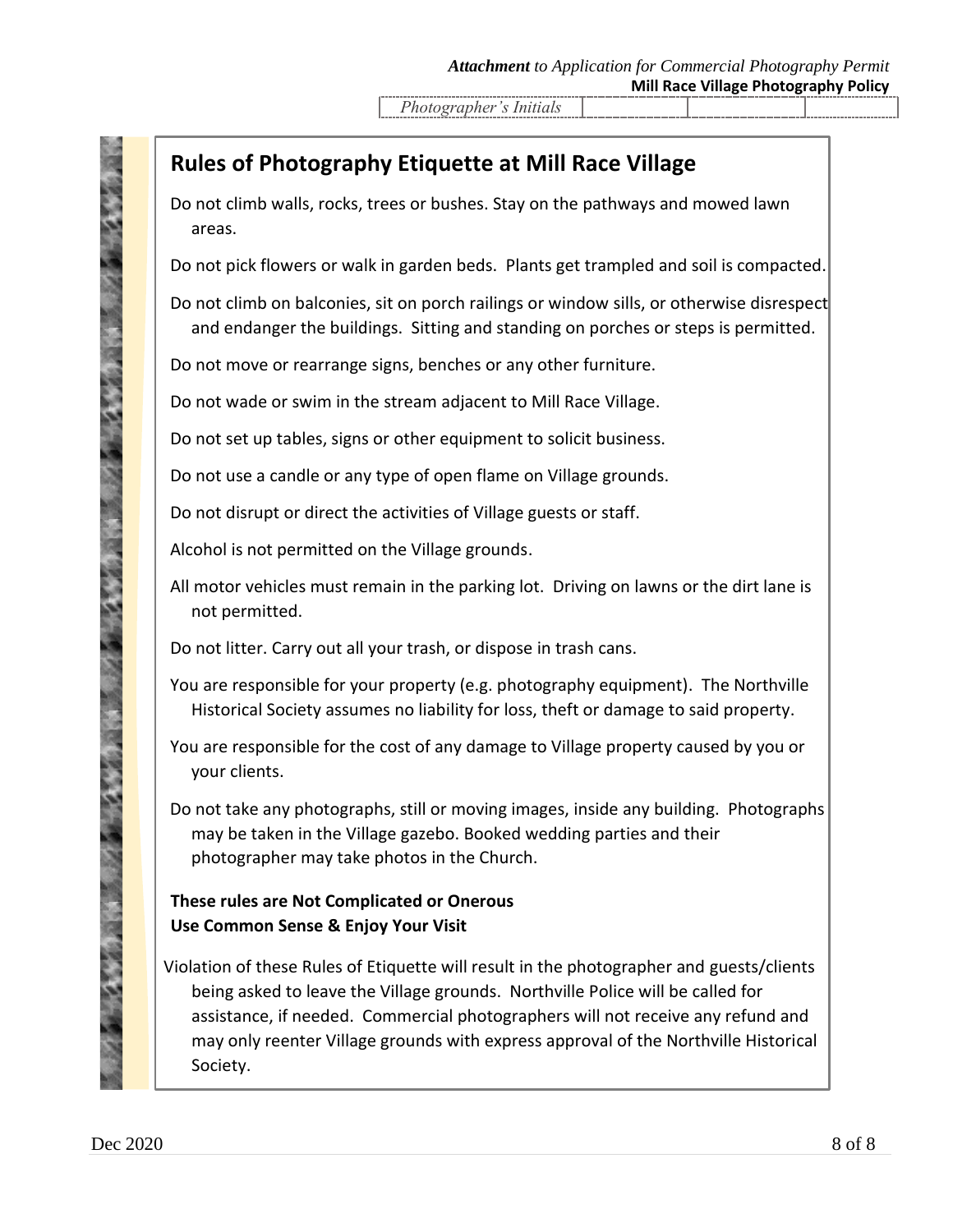*Attachment to Application for Commercial Photography Permit*
**Mill Race Village Photography Policy**

| *Photographer's Initials* | | | |
|---|---|---|---|

## Rules of Photography Etiquette at Mill Race Village

Do not climb walls, rocks, trees or bushes. Stay on the pathways and mowed lawn areas.

Do not pick flowers or walk in garden beds. Plants get trampled and soil is compacted.

Do not climb on balconies, sit on porch railings or window sills, or otherwise disrespect and endanger the buildings. Sitting and standing on porches or steps is permitted.

Do not move or rearrange signs, benches or any other furniture.

Do not wade or swim in the stream adjacent to Mill Race Village.

Do not set up tables, signs or other equipment to solicit business.

Do not use a candle or any type of open flame on Village grounds.

Do not disrupt or direct the activities of Village guests or staff.

Alcohol is not permitted on the Village grounds.

All motor vehicles must remain in the parking lot. Driving on lawns or the dirt lane is not permitted.

Do not litter. Carry out all your trash, or dispose in trash cans.

You are responsible for your property (e.g. photography equipment). The Northville Historical Society assumes no liability for loss, theft or damage to said property.

You are responsible for the cost of any damage to Village property caused by you or your clients.

Do not take any photographs, still or moving images, inside any building. Photographs may be taken in the Village gazebo. Booked wedding parties and their photographer may take photos in the Church.

**These rules are Not Complicated or Onerous**
**Use Common Sense & Enjoy Your Visit**

Violation of these Rules of Etiquette will result in the photographer and guests/clients being asked to leave the Village grounds. Northville Police will be called for assistance, if needed. Commercial photographers will not receive any refund and may only reenter Village grounds with express approval of the Northville Historical Society.

Dec 2020